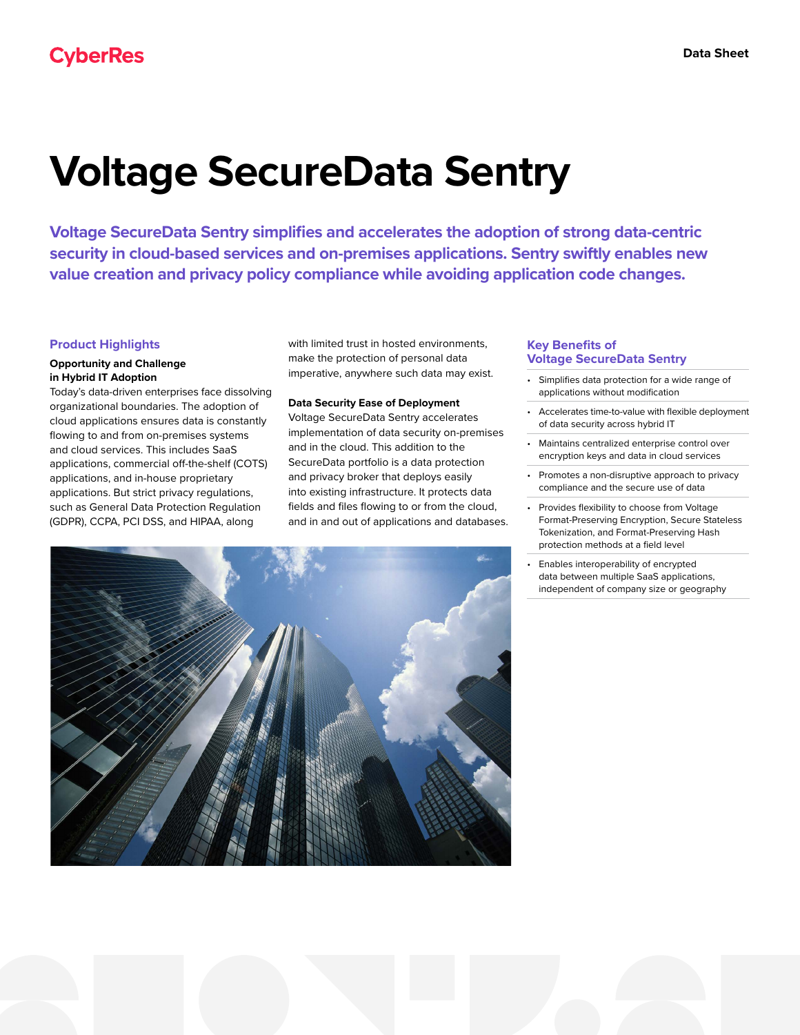CyberRes

Data Sheet

# Voltage SecureData Sentry

**Voltage SecureData Sentry simplifies and accelerates the adoption of strong data-centric security in cloud-based services and on-premises applications. Sentry swiftly enables new value creation and privacy policy compliance while avoiding application code changes.**

## Product Highlights

### Opportunity and Challenge in Hybrid IT Adoption

Today's data-driven enterprises face dissolving organizational boundaries. The adoption of cloud applications ensures data is constantly flowing to and from on-premises systems and cloud services. This includes SaaS applications, commercial off-the-shelf (COTS) applications, and in-house proprietary applications. But strict privacy regulations, such as General Data Protection Regulation (GDPR), CCPA, PCI DSS, and HIPAA, along with limited trust in hosted environments, make the protection of personal data imperative, anywhere such data may exist.

### Data Security Ease of Deployment

Voltage SecureData Sentry accelerates implementation of data security on-premises and in the cloud. This addition to the SecureData portfolio is a data protection and privacy broker that deploys easily into existing infrastructure. It protects data fields and files flowing to or from the cloud, and in and out of applications and databases.

## Key Benefits of Voltage SecureData Sentry

- Simplifies data protection for a wide range of applications without modification
- Accelerates time-to-value with flexible deployment of data security across hybrid IT
- Maintains centralized enterprise control over encryption keys and data in cloud services
- Promotes a non-disruptive approach to privacy compliance and the secure use of data
- Provides flexibility to choose from Voltage Format-Preserving Encryption, Secure Stateless Tokenization, and Format-Preserving Hash protection methods at a field level
- Enables interoperability of encrypted data between multiple SaaS applications, independent of company size or geography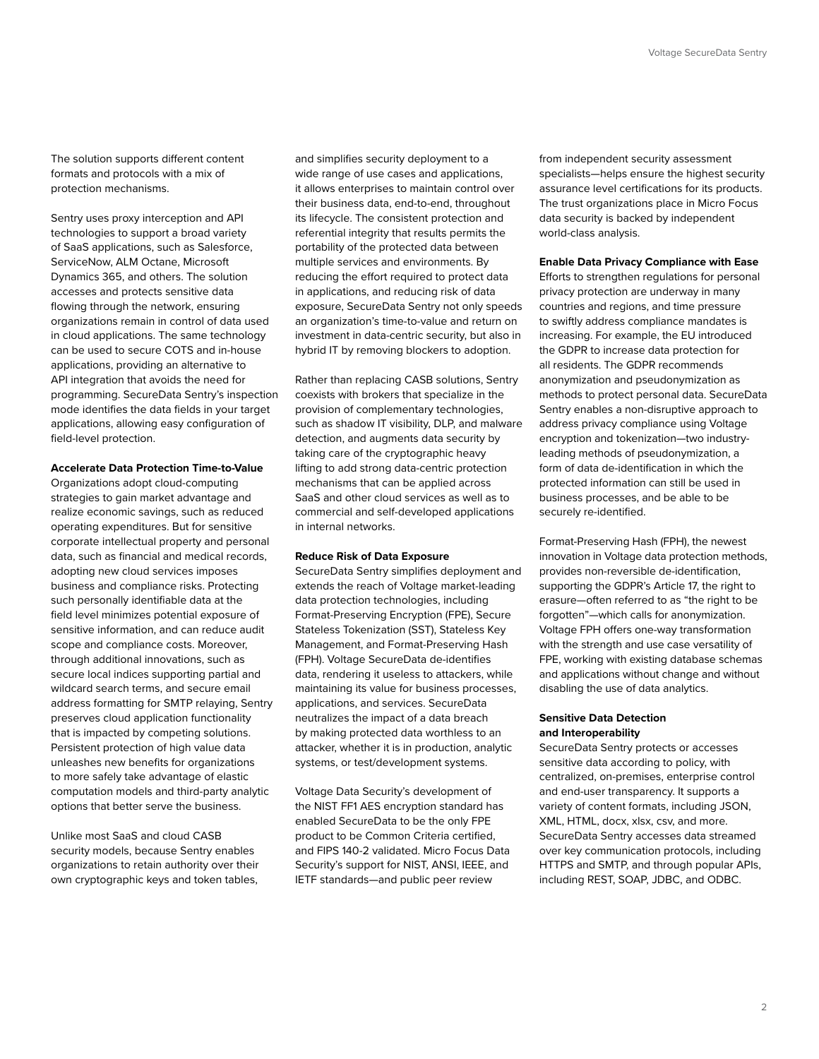The solution supports different content formats and protocols with a mix of protection mechanisms.

Sentry uses proxy interception and API technologies to support a broad variety of SaaS applications, such as Salesforce, ServiceNow, ALM Octane, Microsoft Dynamics 365, and others. The solution accesses and protects sensitive data flowing through the network, ensuring organizations remain in control of data used in cloud applications. The same technology can be used to secure COTS and in-house applications, providing an alternative to API integration that avoids the need for programming. SecureData Sentry's inspection mode identifies the data fields in your target applications, allowing easy configuration of field-level protection.

**Accelerate Data Protection Time-to-Value**

Organizations adopt cloud-computing strategies to gain market advantage and realize economic savings, such as reduced operating expenditures. But for sensitive corporate intellectual property and personal data, such as financial and medical records, adopting new cloud services imposes business and compliance risks. Protecting such personally identifiable data at the field level minimizes potential exposure of sensitive information, and can reduce audit scope and compliance costs. Moreover, through additional innovations, such as secure local indices supporting partial and wildcard search terms, and secure email address formatting for SMTP relaying, Sentry preserves cloud application functionality that is impacted by competing solutions. Persistent protection of high value data unleashes new benefits for organizations to more safely take advantage of elastic computation models and third-party analytic options that better serve the business.

Unlike most SaaS and cloud CASB security models, because Sentry enables organizations to retain authority over their own cryptographic keys and token tables, and simplifies security deployment to a wide range of use cases and applications, it allows enterprises to maintain control over their business data, end-to-end, throughout its lifecycle. The consistent protection and referential integrity that results permits the portability of the protected data between multiple services and environments. By reducing the effort required to protect data in applications, and reducing risk of data exposure, SecureData Sentry not only speeds an organization's time-to-value and return on investment in data-centric security, but also in hybrid IT by removing blockers to adoption.

Rather than replacing CASB solutions, Sentry coexists with brokers that specialize in the provision of complementary technologies, such as shadow IT visibility, DLP, and malware detection, and augments data security by taking care of the cryptographic heavy lifting to add strong data-centric protection mechanisms that can be applied across SaaS and other cloud services as well as to commercial and self-developed applications in internal networks.

**Reduce Risk of Data Exposure**

SecureData Sentry simplifies deployment and extends the reach of Voltage market-leading data protection technologies, including Format-Preserving Encryption (FPE), Secure Stateless Tokenization (SST), Stateless Key Management, and Format-Preserving Hash (FPH). Voltage SecureData de-identifies data, rendering it useless to attackers, while maintaining its value for business processes, applications, and services. SecureData neutralizes the impact of a data breach by making protected data worthless to an attacker, whether it is in production, analytic systems, or test/development systems.

Voltage Data Security's development of the NIST FF1 AES encryption standard has enabled SecureData to be the only FPE product to be Common Criteria certified, and FIPS 140-2 validated. Micro Focus Data Security's support for NIST, ANSI, IEEE, and IETF standards—and public peer review from independent security assessment specialists—helps ensure the highest security assurance level certifications for its products. The trust organizations place in Micro Focus data security is backed by independent world-class analysis.

**Enable Data Privacy Compliance with Ease**

Efforts to strengthen regulations for personal privacy protection are underway in many countries and regions, and time pressure to swiftly address compliance mandates is increasing. For example, the EU introduced the GDPR to increase data protection for all residents. The GDPR recommends anonymization and pseudonymization as methods to protect personal data. SecureData Sentry enables a non-disruptive approach to address privacy compliance using Voltage encryption and tokenization—two industry-leading methods of pseudonymization, a form of data de-identification in which the protected information can still be used in business processes, and be able to be securely re-identified.

Format-Preserving Hash (FPH), the newest innovation in Voltage data protection methods, provides non-reversible de-identification, supporting the GDPR's Article 17, the right to erasure—often referred to as "the right to be forgotten"—which calls for anonymization. Voltage FPH offers one-way transformation with the strength and use case versatility of FPE, working with existing database schemas and applications without change and without disabling the use of data analytics.

**Sensitive Data Detection and Interoperability**

SecureData Sentry protects or accesses sensitive data according to policy, with centralized, on-premises, enterprise control and end-user transparency. It supports a variety of content formats, including JSON, XML, HTML, docx, xlsx, csv, and more. SecureData Sentry accesses data streamed over key communication protocols, including HTTPS and SMTP, and through popular APIs, including REST, SOAP, JDBC, and ODBC.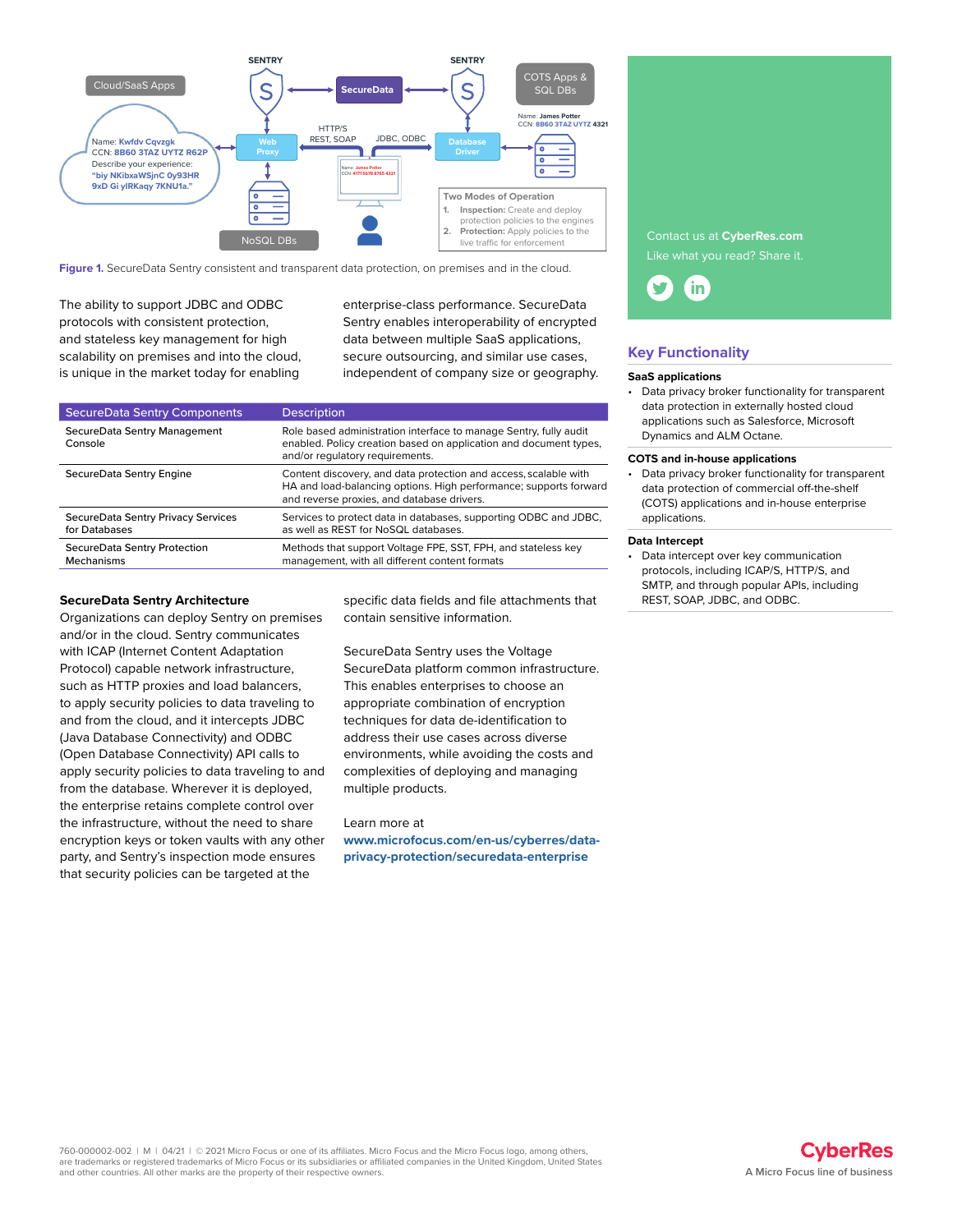Cloud/SaaS Apps

SENTRY

SecureData

SENTRY

COTS Apps & SQL DBs

Name: Kwfdv Cqvzgk
CCN: 8B60 3TAZ UYTZ R62P
Describe your experience:
"biy NKibxaWSjnC 0y93HR 9xD Gi yIRKaqy 7KNU1a."

Web Proxy

HTTP/S
REST, SOAP

JDBC, ODBC

Database Driver

Name: James Potter
CCN: 8B60 3TAZ UYTZ 4321

Name: James Potter
CCN: 4171 5678 8765 4321

NoSQL DBs

Two Modes of Operation
1. Inspection: Create and deploy protection policies to the engines
2. Protection: Apply policies to the live traffic for enforcement

**Figure 1.** SecureData Sentry consistent and transparent data protection, on premises and in the cloud.

The ability to support JDBC and ODBC protocols with consistent protection, and stateless key management for high scalability on premises and into the cloud, is unique in the market today for enabling enterprise-class performance. SecureData Sentry enables interoperability of encrypted data between multiple SaaS applications, secure outsourcing, and similar use cases, independent of company size or geography.

| SecureData Sentry Components | Description |
| --- | --- |
| SecureData Sentry Management Console | Role based administration interface to manage Sentry, fully audit enabled. Policy creation based on application and document types, and/or regulatory requirements. |
| SecureData Sentry Engine | Content discovery, and data protection and access, scalable with HA and load-balancing options. High performance; supports forward and reverse proxies, and database drivers. |
| SecureData Sentry Privacy Services for Databases | Services to protect data in databases, supporting ODBC and JDBC, as well as REST for NoSQL databases. |
| SecureData Sentry Protection Mechanisms | Methods that support Voltage FPE, SST, FPH, and stateless key management, with all different content formats |

**SecureData Sentry Architecture**

Organizations can deploy Sentry on premises and/or in the cloud. Sentry communicates with ICAP (Internet Content Adaptation Protocol) capable network infrastructure, such as HTTP proxies and load balancers, to apply security policies to data traveling to and from the cloud, and it intercepts JDBC (Java Database Connectivity) and ODBC (Open Database Connectivity) API calls to apply security policies to data traveling to and from the database. Wherever it is deployed, the enterprise retains complete control over the infrastructure, without the need to share encryption keys or token vaults with any other party, and Sentry's inspection mode ensures that security policies can be targeted at the specific data fields and file attachments that contain sensitive information.

SecureData Sentry uses the Voltage SecureData platform common infrastructure. This enables enterprises to choose an appropriate combination of encryption techniques for data de-identification to address their use cases across diverse environments, while avoiding the costs and complexities of deploying and managing multiple products.

Learn more at
**www.microfocus.com/en-us/cyberres/data-privacy-protection/securedata-enterprise**

Contact us at **CyberRes.com**
Like what you read? Share it.

## Key Functionality

**SaaS applications**

- Data privacy broker functionality for transparent data protection in externally hosted cloud applications such as Salesforce, Microsoft Dynamics and ALM Octane.

**COTS and in-house applications**

- Data privacy broker functionality for transparent data protection of commercial off-the-shelf (COTS) applications and in-house enterprise applications.

**Data Intercept**

- Data intercept over key communication protocols, including ICAP/S, HTTP/S, and SMTP, and through popular APIs, including REST, SOAP, JDBC, and ODBC.

760-000002-002 | M | 04/21 | © 2021 Micro Focus or one of its affiliates. Micro Focus and the Micro Focus logo, among others, are trademarks or registered trademarks of Micro Focus or its subsidiaries or affiliated companies in the United Kingdom, United States and other countries. All other marks are the property of their respective owners.

CyberRes
A Micro Focus line of business